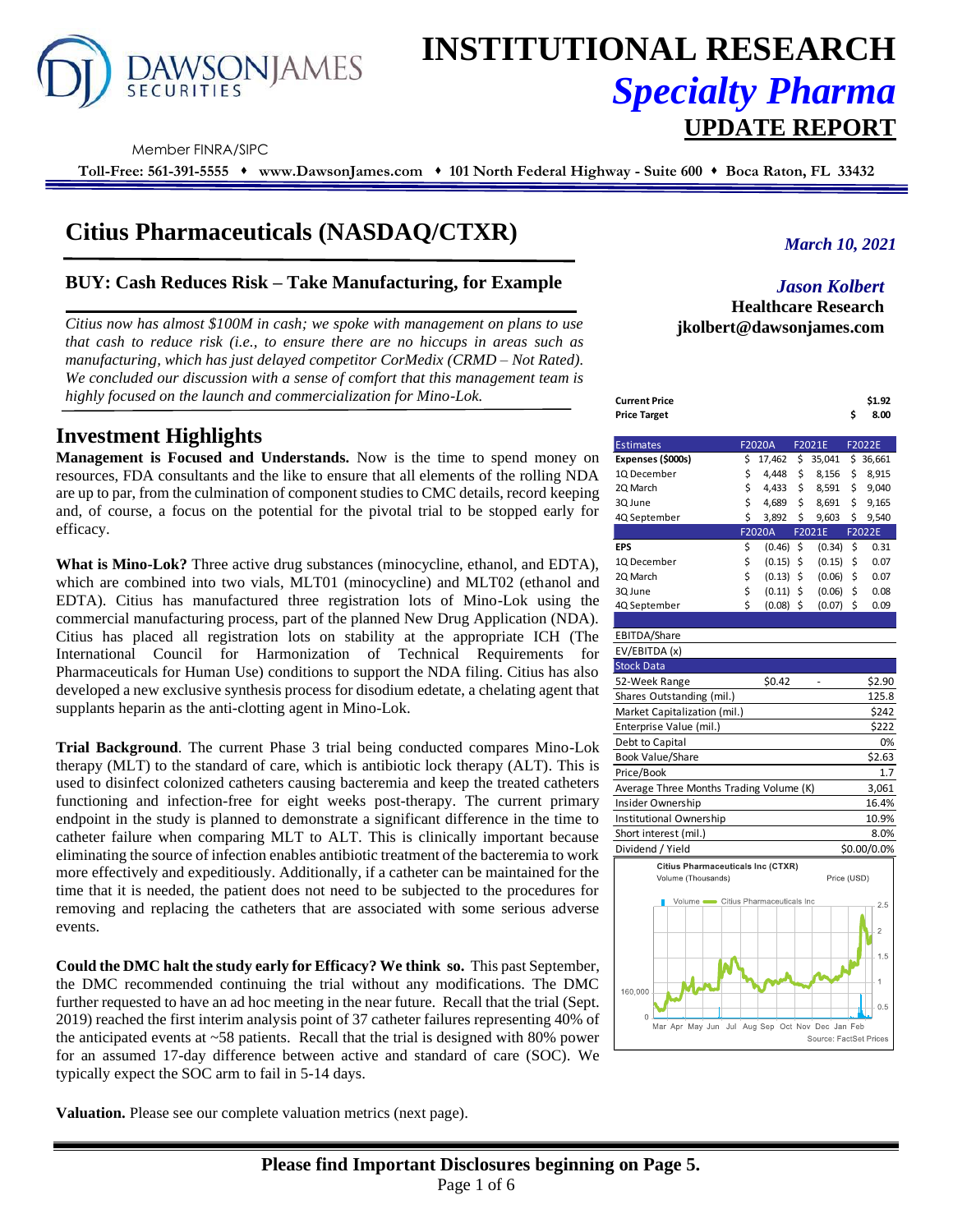# INSTITUTIONAL RESEARCH
## *Specialty Pharma*
## UPDATE REPORT

Member FINRA/SIPC

**Toll-Free: 561-391-5555 ♦ www.DawsonJames.com ♦ 101 North Federal Highway - Suite 600 ♦ Boca Raton, FL 33432**

# Citius Pharmaceuticals (NASDAQ/CTXR)

*March 10, 2021*

## BUY: Cash Reduces Risk – Take Manufacturing, for Example

*Jason Kolbert*
**Healthcare Research**
**jkolbert@dawsonjames.com**

*Citius now has almost $100M in cash; we spoke with management on plans to use that cash to reduce risk (i.e., to ensure there are no hiccups in areas such as manufacturing, which has just delayed competitor CorMedix (CRMD – Not Rated). We concluded our discussion with a sense of comfort that this management team is highly focused on the launch and commercialization for Mino-Lok.*

| | |
|---|---|
| **Current Price** | **$1.92** |
| **Price Target** | **$ 8.00** |

| Estimates | F2020A | F2021E | F2022E |
|---|---|---|---|
| **Expenses ($000s)** | $ 17,462 | $ 35,041 | $ 36,661 |
| 1Q December | $ 4,448 | $ 8,156 | $ 8,915 |
| 2Q March | $ 4,433 | $ 8,591 | $ 9,040 |
| 3Q June | $ 4,689 | $ 8,691 | $ 9,165 |
| 4Q September | $ 3,892 | $ 9,603 | $ 9,540 |
| | **F2020A** | **F2021E** | **F2022E** |
| **EPS** | $ (0.46) | $ (0.34) | $ 0.31 |
| 1Q December | $ (0.15) | $ (0.15) | $ 0.07 |
| 2Q March | $ (0.13) | $ (0.06) | $ 0.07 |
| 3Q June | $ (0.11) | $ (0.06) | $ 0.08 |
| 4Q September | $ (0.08) | $ (0.07) | $ 0.09 |
| | | | |
| EBITDA/Share | | | |
| EV/EBITDA (x) | | | |

| Stock Data | | | |
|---|---|---|---|
| 52-Week Range | $0.42 | - | $2.90 |
| Shares Outstanding (mil.) | | | 125.8 |
| Market Capitalization (mil.) | | | $242 |
| Enterprise Value (mil.) | | | $222 |
| Debt to Capital | | | 0% |
| Book Value/Share | | | $2.63 |
| Price/Book | | | 1.7 |
| Average Three Months Trading Volume (K) | | | 3,061 |
| Insider Ownership | | | 16.4% |
| Institutional Ownership | | | 10.9% |
| Short interest (mil.) | | | 8.0% |
| Dividend / Yield | | | $0.00/0.0% |

Citius Pharmaceuticals Inc (CTXR)
Volume (Thousands) Price (USD)
Source: FactSet Prices

## Investment Highlights

**Management is Focused and Understands.** Now is the time to spend money on resources, FDA consultants and the like to ensure that all elements of the rolling NDA are up to par, from the culmination of component studies to CMC details, record keeping and, of course, a focus on the potential for the pivotal trial to be stopped early for efficacy.

**What is Mino-Lok?** Three active drug substances (minocycline, ethanol, and EDTA), which are combined into two vials, MLT01 (minocycline) and MLT02 (ethanol and EDTA). Citius has manufactured three registration lots of Mino-Lok using the commercial manufacturing process, part of the planned New Drug Application (NDA). Citius has placed all registration lots on stability at the appropriate ICH (The International Council for Harmonization of Technical Requirements for Pharmaceuticals for Human Use) conditions to support the NDA filing. Citius has also developed a new exclusive synthesis process for disodium edetate, a chelating agent that supplants heparin as the anti-clotting agent in Mino-Lok.

**Trial Background**. The current Phase 3 trial being conducted compares Mino-Lok therapy (MLT) to the standard of care, which is antibiotic lock therapy (ALT). This is used to disinfect colonized catheters causing bacteremia and keep the treated catheters functioning and infection-free for eight weeks post-therapy. The current primary endpoint in the study is planned to demonstrate a significant difference in the time to catheter failure when comparing MLT to ALT. This is clinically important because eliminating the source of infection enables antibiotic treatment of the bacteremia to work more effectively and expeditiously. Additionally, if a catheter can be maintained for the time that it is needed, the patient does not need to be subjected to the procedures for removing and replacing the catheters that are associated with some serious adverse events.

**Could the DMC halt the study early for Efficacy? We think so.** This past September, the DMC recommended continuing the trial without any modifications. The DMC further requested to have an ad hoc meeting in the near future. Recall that the trial (Sept. 2019) reached the first interim analysis point of 37 catheter failures representing 40% of the anticipated events at ~58 patients. Recall that the trial is designed with 80% power for an assumed 17-day difference between active and standard of care (SOC). We typically expect the SOC arm to fail in 5-14 days.

**Valuation.** Please see our complete valuation metrics (next page).

**Please find Important Disclosures beginning on Page 5.**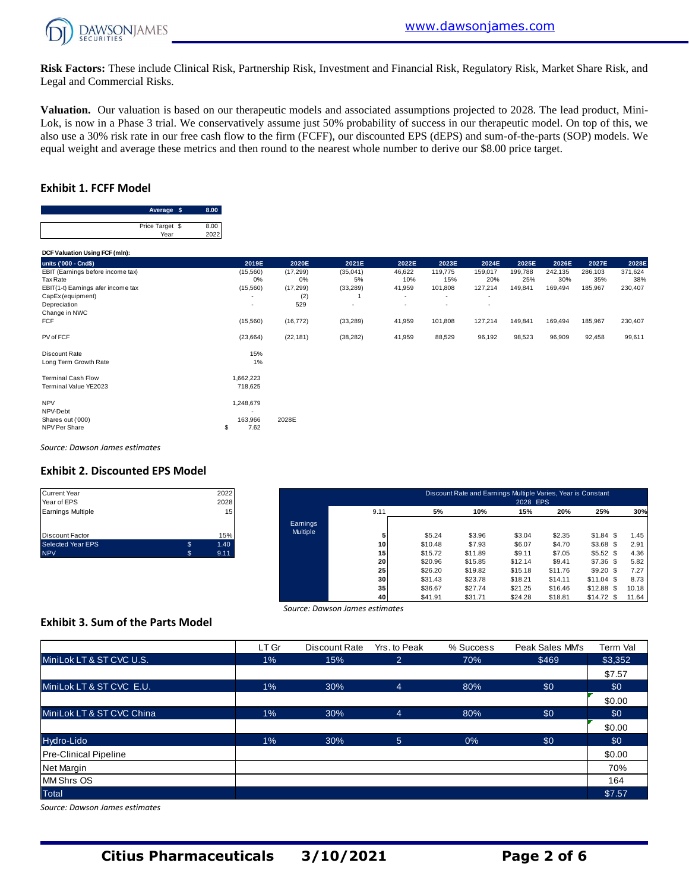**Risk Factors:** These include Clinical Risk, Partnership Risk, Investment and Financial Risk, Regulatory Risk, Market Share Risk, and Legal and Commercial Risks.

**Valuation.** Our valuation is based on our therapeutic models and associated assumptions projected to 2028. The lead product, Mini-Lok, is now in a Phase 3 trial. We conservatively assume just 50% probability of success in our therapeutic model. On top of this, we also use a 30% risk rate in our free cash flow to the firm (FCFF), our discounted EPS (dEPS) and sum-of-the-parts (SOP) models. We equal weight and average these metrics and then round to the nearest whole number to derive our $8.00 price target.

## Exhibit 1. FCFF Model

| | |
|---|---|
| Average $ | 8.00 |
| Price Target $ | 8.00 |
| Year | 2022 |

**DCF Valuation Using FCF (mln):**

| units ('000 - Cnd$) | 2019E | 2020E | 2021E | 2022E | 2023E | 2024E | 2025E | 2026E | 2027E | 2028E |
|---|---|---|---|---|---|---|---|---|---|---|
| EBIT (Earnings before income tax) | (15,560) | (17,299) | (35,041) | 46,622 | 119,775 | 159,017 | 199,788 | 242,135 | 286,103 | 371,624 |
| Tax Rate | 0% | 0% | 5% | 10% | 15% | 20% | 25% | 30% | 35% | 38% |
| EBIT(1-t) Earnings afer income tax | (15,560) | (17,299) | (33,289) | 41,959 | 101,808 | 127,214 | 149,841 | 169,494 | 185,967 | 230,407 |
| CapEx (equipment) | - | (2) | 1 | - | - | - | | | | |
| Depreciation | - | 529 | - | - | - | - | | | | |
| Change in NWC | | | | | | | | | | |
| FCF | (15,560) | (16,772) | (33,289) | 41,959 | 101,808 | 127,214 | 149,841 | 169,494 | 185,967 | 230,407 |
| PV of FCF | (23,664) | (22,181) | (38,282) | 41,959 | 88,529 | 96,192 | 98,523 | 96,909 | 92,458 | 99,611 |
| Discount Rate | 15% | | | | | | | | | |
| Long Term Growth Rate | 1% | | | | | | | | | |
| Terminal Cash Flow | 1,662,223 | | | | | | | | | |
| Terminal Value YE2023 | 718,625 | | | | | | | | | |
| NPV | 1,248,679 | | | | | | | | | |
| NPV-Debt | - | | | | | | | | | |
| Shares out ('000) | 163,966 | 2028E | | | | | | | | |
| NPV Per Share | $ 7.62 | | | | | | | | | |

*Source: Dawson James estimates*

## Exhibit 2. Discounted EPS Model

| | | |
|---|---|---|
| Current Year | | 2022 |
| Year of EPS | | 2028 |
| Earnings Multiple | | 15 |
| Discount Factor | | 15% |
| Selected Year EPS | $ | 1.40 |
| NPV | $ | 9.11 |

Discount Rate and Earnings Multiple Varies, Year is Constant — 2028 EPS

| Earnings Multiple | 9.11 | 5% | 10% | 15% | 20% | 25% | 30% |
|---|---|---|---|---|---|---|---|
| | 5 | $5.24 | $3.96 | $3.04 | $2.35 | $1.84 | $ 1.45 |
| | 10 | $10.48 | $7.93 | $6.07 | $4.70 | $3.68 | $ 2.91 |
| | 15 | $15.72 | $11.89 | $9.11 | $7.05 | $5.52 | $ 4.36 |
| | 20 | $20.96 | $15.85 | $12.14 | $9.41 | $7.36 | $ 5.82 |
| | 25 | $26.20 | $19.82 | $15.18 | $11.76 | $9.20 | $ 7.27 |
| | 30 | $31.43 | $23.78 | $18.21 | $14.11 | $11.04 | $ 8.73 |
| | 35 | $36.67 | $27.74 | $21.25 | $16.46 | $12.88 | $ 10.18 |
| | 40 | $41.91 | $31.71 | $24.28 | $18.81 | $14.72 | $ 11.64 |

*Source: Dawson James estimates*

## Exhibit 3. Sum of the Parts Model

| | LT Gr | Discount Rate | Yrs. to Peak | % Success | Peak Sales MM's | Term Val |
|---|---|---|---|---|---|---|
| MiniLok LT & ST CVC U.S. | 1% | 15% | 2 | 70% | $469 | $3,352 |
| | | | | | | $7.57 |
| MiniLok LT & ST CVC E.U. | 1% | 30% | 4 | 80% | $0 | $0 |
| | | | | | | $0.00 |
| MiniLok LT & ST CVC China | 1% | 30% | 4 | 80% | $0 | $0 |
| | | | | | | $0.00 |
| Hydro-Lido | 1% | 30% | 5 | 0% | $0 | $0 |
| Pre-Clinical Pipeline | | | | | | $0.00 |
| Net Margin | | | | | | 70% |
| MM Shrs OS | | | | | | 164 |
| Total | | | | | | $7.57 |

*Source: Dawson James estimates*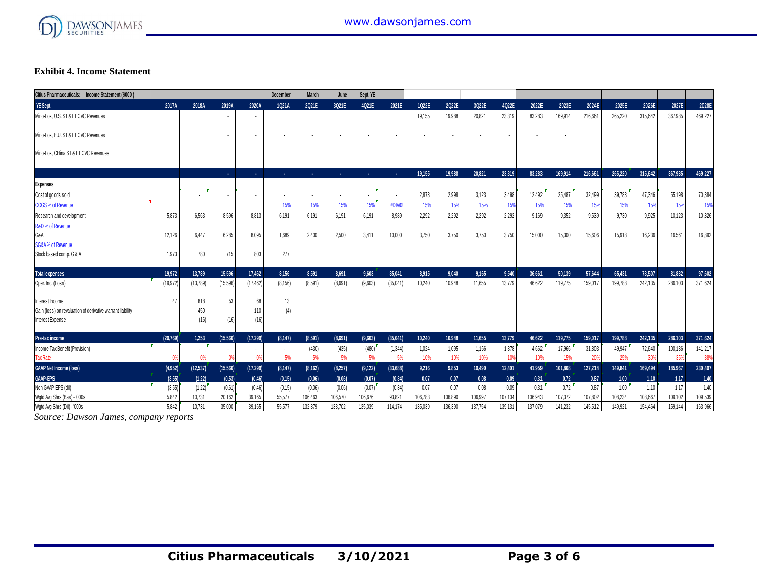**Exhibit 4. Income Statement**

| Citius Pharmaceuticals: Income Statement ($000) | | | | | December | March | June | Sept. YE | | | | | | | | | | | | |
|---|---|---|---|---|---|---|---|---|---|---|---|---|---|---|---|---|---|---|---|---|
| YE Sept. | 2017A | 2018A | 2019A | 2020A | 1Q21A | 2Q21E | 3Q21E | 4Q21E | 2021E | 1Q22E | 2Q22E | 3Q22E | 4Q22E | 2022E | 2023E | 2024E | 2025E | 2026E | 2027E | 2028E |
| Mino-Lok, U.S. ST & LT CVC Revenues | | | - | - | | | | | | 19,155 | 19,988 | 20,821 | 23,319 | 83,283 | 169,914 | 216,661 | 265,220 | 315,642 | 367,985 | 469,227 |
| Mino-Lok, E.U. ST & LT CVC Revenues | | | - | - | - | - | - | - | - | - | - | - | - | - | - | | | | | |
| Mino-Lok, CHina ST & LT CVC Revenues | | | | | | | | | | | | | | | | | | | | |
| | | | - | - | - | - | - | - | - | 19,155 | 19,988 | 20,821 | 23,319 | 83,283 | 169,914 | 216,661 | 265,220 | 315,642 | 367,985 | 469,227 |
| **Expenses** | | | | | | | | | | | | | | | | | | | | |
| Cost of goods sold | | - | - | - | - | - | - | - | - | 2,873 | 2,998 | 3,123 | 3,498 | 12,492 | 25,487 | 32,499 | 39,783 | 47,346 | 55,198 | 70,384 |
| COGS % of Revenue | | | | | 15% | 15% | 15% | 15% | #DIV/0! | 15% | 15% | 15% | 15% | 15% | 15% | 15% | 15% | 15% | 15% | 15% |
| Research and development | 5,873 | 6,563 | 8,596 | 8,813 | 6,191 | 6,191 | 6,191 | 6,191 | 8,989 | 2,292 | 2,292 | 2,292 | 2,292 | 9,169 | 9,352 | 9,539 | 9,730 | 9,925 | 10,123 | 10,326 |
| R&D % of Revenue | | | | | | | | | | | | | | | | | | | | |
| G&A | 12,126 | 6,447 | 6,285 | 8,095 | 1,689 | 2,400 | 2,500 | 3,411 | 10,000 | 3,750 | 3,750 | 3,750 | 3,750 | 15,000 | 15,300 | 15,606 | 15,918 | 16,236 | 16,561 | 16,892 |
| SG&A % of Revenue | | | | | | | | | | | | | | | | | | | | |
| Stock based comp. G & A | 1,973 | 780 | 715 | 803 | 277 | | | | | | | | | | | | | | | |
| **Total expenses** | 19,972 | 13,789 | 15,596 | 17,462 | 8,156 | 8,591 | 8,691 | 9,603 | 35,041 | 8,915 | 9,040 | 9,165 | 9,540 | 36,661 | 50,139 | 57,644 | 65,431 | 73,507 | 81,882 | 97,602 |
| Oper. Inc. (Loss) | (19,972) | (13,789) | (15,596) | (17,462) | (8,156) | (8,591) | (8,691) | (9,603) | (35,041) | 10,240 | 10,948 | 11,655 | 13,779 | 46,622 | 119,775 | 159,017 | 199,788 | 242,135 | 286,103 | 371,624 |
| Interest Income | 47 | 818 | 53 | 68 | 13 | | | | | | | | | | | | | | | |
| Gain (loss) on revaluation of derivative warrant liability | | 450 | | 110 | (4) | | | | | | | | | | | | | | | |
| Interest Expense | | (16) | (16) | (16) | | | | | | | | | | | | | | | | |
| **Pre-tax income** | (20,769) | 1,253 | (15,560) | (17,299) | (8,147) | (8,591) | (8,691) | (9,603) | (35,041) | 10,240 | 10,948 | 11,655 | 13,779 | 46,622 | 119,775 | 159,017 | 199,788 | 242,135 | 286,103 | 371,624 |
| Income Tax Benefit (Provision) | - | - | - | - | - | (430) | (435) | (480) | (1,344) | 1,024 | 1,095 | 1,166 | 1,378 | 4,662 | 17,966 | 31,803 | 49,947 | 72,640 | 100,136 | 141,217 |
| Tax Rate | 0% | 0% | 0% | 0% | 5% | 5% | 5% | 5% | 5% | 10% | 10% | 10% | 10% | 10% | 15% | 20% | 25% | 30% | 35% | 38% |
| **GAAP Net Income (loss)** | (4,952) | (12,537) | (15,560) | (17,299) | (8,147) | (8,162) | (8,257) | (9,122) | (33,688) | 9,216 | 9,853 | 10,490 | 12,401 | 41,959 | 101,808 | 127,214 | 149,841 | 169,494 | 185,967 | 230,407 |
| **GAAP-EPS** | (3.55) | (1.22) | (0.53) | (0.46) | (0.15) | (0.06) | (0.06) | (0.07) | (0.34) | 0.07 | 0.07 | 0.08 | 0.09 | 0.31 | 0.72 | 0.87 | 1.00 | 1.10 | 1.17 | 1.40 |
| Non GAAP EPS (dil) | (3.55) | (1.22) | (0.61) | (0.46) | (0.15) | (0.06) | (0.06) | (0.07) | (0.34) | 0.07 | 0.07 | 0.08 | 0.09 | 0.31 | 0.72 | 0.87 | 1.00 | 1.10 | 1.17 | 1.40 |
| Wgtd Avg Shrs (Bas) - '000s | 5,842 | 10,731 | 20,162 | 39,165 | 55,577 | 106,463 | 106,570 | 106,676 | 93,821 | 106,783 | 106,890 | 106,997 | 107,104 | 106,943 | 107,372 | 107,802 | 108,234 | 108,667 | 109,102 | 109,539 |
| Wgtd Avg Shrs (Dil) - '000s | 5,842 | 10,731 | 35,000 | 39,165 | 55,577 | 132,379 | 133,702 | 135,039 | 114,174 | 135,039 | 136,390 | 137,754 | 139,131 | 137,079 | 141,232 | 145,512 | 149,921 | 154,464 | 159,144 | 163,966 |

*Source: Dawson James, company reports*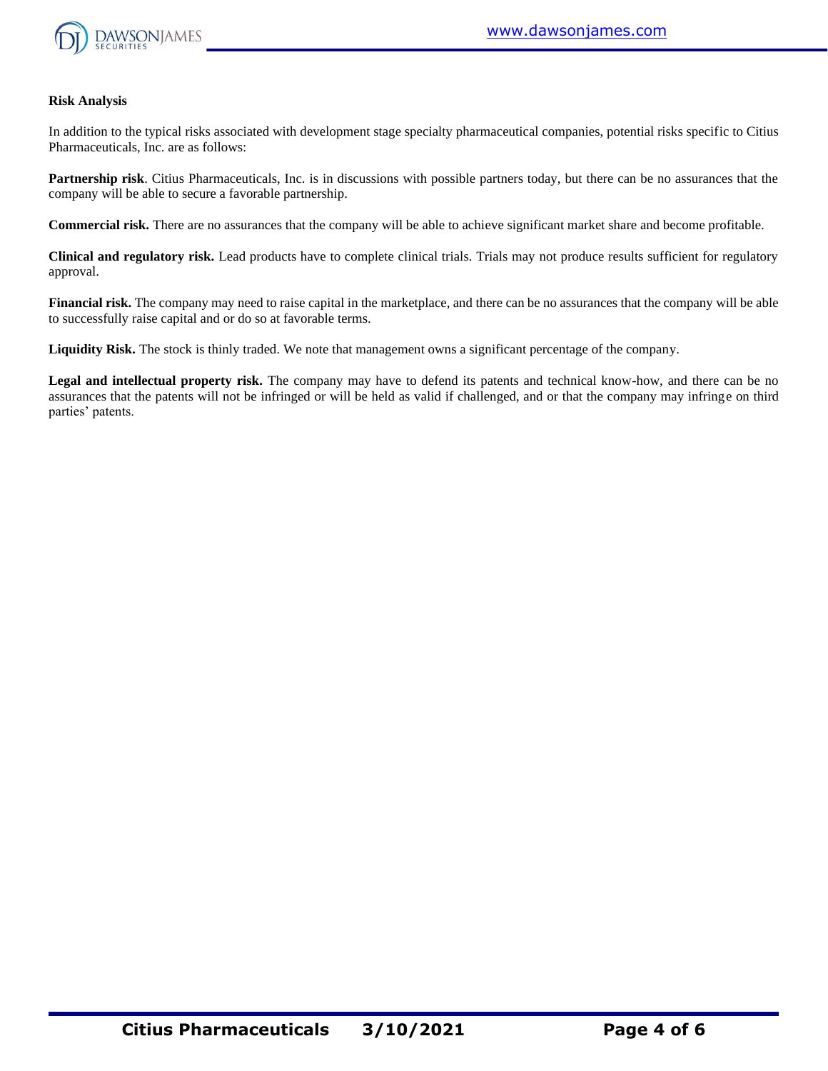**Risk Analysis**

In addition to the typical risks associated with development stage specialty pharmaceutical companies, potential risks specific to Citius Pharmaceuticals, Inc. are as follows:

**Partnership risk**. Citius Pharmaceuticals, Inc. is in discussions with possible partners today, but there can be no assurances that the company will be able to secure a favorable partnership.

**Commercial risk.** There are no assurances that the company will be able to achieve significant market share and become profitable.

**Clinical and regulatory risk.** Lead products have to complete clinical trials. Trials may not produce results sufficient for regulatory approval.

**Financial risk.** The company may need to raise capital in the marketplace, and there can be no assurances that the company will be able to successfully raise capital and or do so at favorable terms.

**Liquidity Risk.** The stock is thinly traded. We note that management owns a significant percentage of the company.

**Legal and intellectual property risk.** The company may have to defend its patents and technical know-how, and there can be no assurances that the patents will not be infringed or will be held as valid if challenged, and or that the company may infringe on third parties' patents.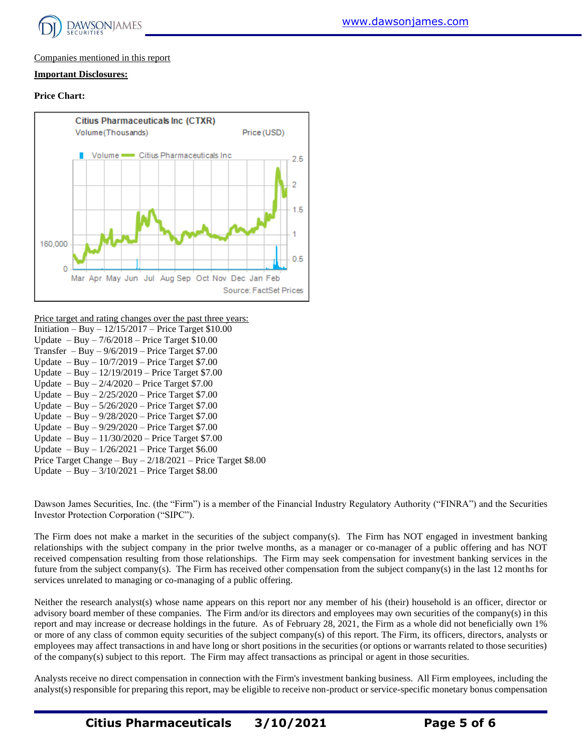Companies mentioned in this report

**Important Disclosures:**

**Price Chart:**

Citius Pharmaceuticals Inc (CTXR)

Volume(Thousands) Price (USD)

Volume — Citius Pharmaceuticals Inc

Source: FactSet Prices

Price target and rating changes over the past three years:

Initiation – Buy – 12/15/2017 – Price Target $10.00
Update – Buy – 7/6/2018 – Price Target $10.00
Transfer – Buy – 9/6/2019 – Price Target $7.00
Update – Buy – 10/7/2019 – Price Target $7.00
Update – Buy – 12/19/2019 – Price Target $7.00
Update – Buy – 2/4/2020 – Price Target $7.00
Update – Buy – 2/25/2020 – Price Target $7.00
Update – Buy – 5/26/2020 – Price Target $7.00
Update – Buy – 9/28/2020 – Price Target $7.00
Update – Buy – 9/29/2020 – Price Target $7.00
Update – Buy – 11/30/2020 – Price Target $7.00
Update – Buy – 1/26/2021 – Price Target $6.00
Price Target Change – Buy – 2/18/2021 – Price Target $8.00
Update – Buy – 3/10/2021 – Price Target $8.00

Dawson James Securities, Inc. (the "Firm") is a member of the Financial Industry Regulatory Authority ("FINRA") and the Securities Investor Protection Corporation ("SIPC").

The Firm does not make a market in the securities of the subject company(s). The Firm has NOT engaged in investment banking relationships with the subject company in the prior twelve months, as a manager or co-manager of a public offering and has NOT received compensation resulting from those relationships. The Firm may seek compensation for investment banking services in the future from the subject company(s). The Firm has received other compensation from the subject company(s) in the last 12 months for services unrelated to managing or co-managing of a public offering.

Neither the research analyst(s) whose name appears on this report nor any member of his (their) household is an officer, director or advisory board member of these companies. The Firm and/or its directors and employees may own securities of the company(s) in this report and may increase or decrease holdings in the future. As of February 28, 2021, the Firm as a whole did not beneficially own 1% or more of any class of common equity securities of the subject company(s) of this report. The Firm, its officers, directors, analysts or employees may affect transactions in and have long or short positions in the securities (or options or warrants related to those securities) of the company(s) subject to this report. The Firm may affect transactions as principal or agent in those securities.

Analysts receive no direct compensation in connection with the Firm's investment banking business. All Firm employees, including the analyst(s) responsible for preparing this report, may be eligible to receive non-product or service-specific monetary bonus compensation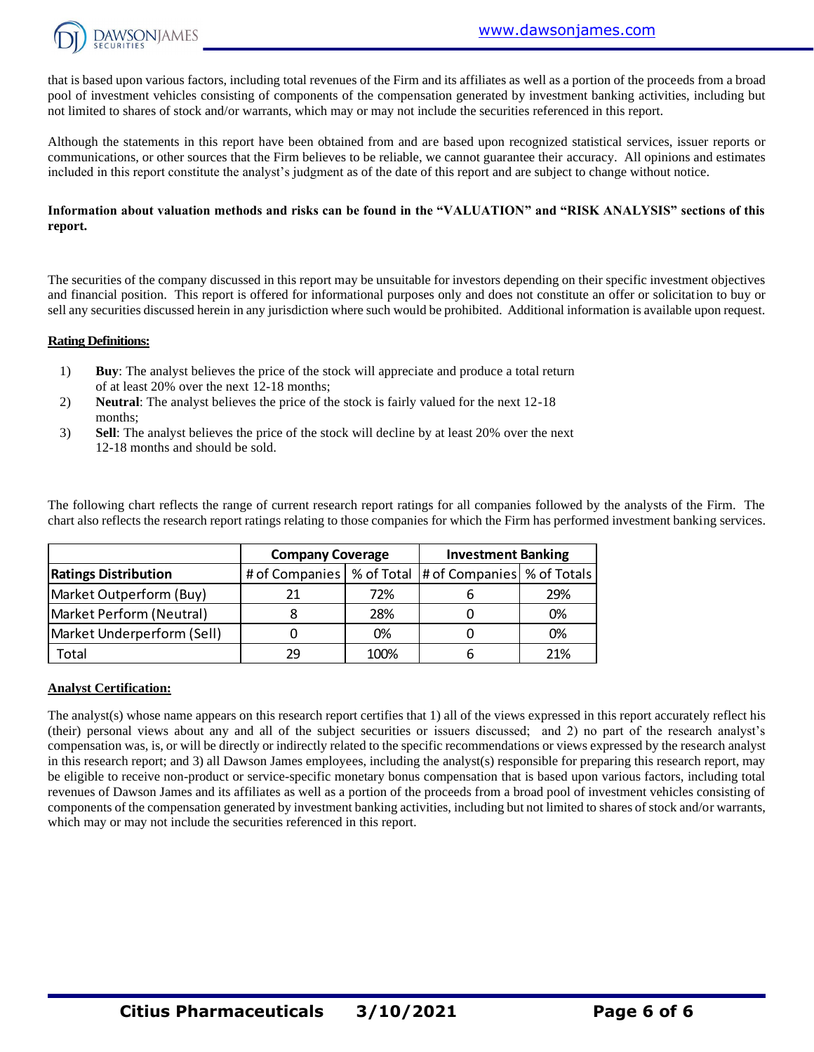that is based upon various factors, including total revenues of the Firm and its affiliates as well as a portion of the proceeds from a broad pool of investment vehicles consisting of components of the compensation generated by investment banking activities, including but not limited to shares of stock and/or warrants, which may or may not include the securities referenced in this report.

Although the statements in this report have been obtained from and are based upon recognized statistical services, issuer reports or communications, or other sources that the Firm believes to be reliable, we cannot guarantee their accuracy. All opinions and estimates included in this report constitute the analyst's judgment as of the date of this report and are subject to change without notice.

**Information about valuation methods and risks can be found in the "VALUATION" and "RISK ANALYSIS" sections of this report.**

The securities of the company discussed in this report may be unsuitable for investors depending on their specific investment objectives and financial position. This report is offered for informational purposes only and does not constitute an offer or solicitation to buy or sell any securities discussed herein in any jurisdiction where such would be prohibited. Additional information is available upon request.

**Rating Definitions:**

1) **Buy**: The analyst believes the price of the stock will appreciate and produce a total return of at least 20% over the next 12-18 months;
2) **Neutral**: The analyst believes the price of the stock is fairly valued for the next 12-18 months;
3) **Sell**: The analyst believes the price of the stock will decline by at least 20% over the next 12-18 months and should be sold.

The following chart reflects the range of current research report ratings for all companies followed by the analysts of the Firm. The chart also reflects the research report ratings relating to those companies for which the Firm has performed investment banking services.

| | Company Coverage | | Investment Banking | |
|---|---|---|---|---|
| **Ratings Distribution** | # of Companies | % of Total | # of Companies | % of Totals |
| Market Outperform (Buy) | 21 | 72% | 6 | 29% |
| Market Perform (Neutral) | 8 | 28% | 0 | 0% |
| Market Underperform (Sell) | 0 | 0% | 0 | 0% |
| Total | 29 | 100% | 6 | 21% |

**Analyst Certification:**

The analyst(s) whose name appears on this research report certifies that 1) all of the views expressed in this report accurately reflect his (their) personal views about any and all of the subject securities or issuers discussed; and 2) no part of the research analyst's compensation was, is, or will be directly or indirectly related to the specific recommendations or views expressed by the research analyst in this research report; and 3) all Dawson James employees, including the analyst(s) responsible for preparing this research report, may be eligible to receive non-product or service-specific monetary bonus compensation that is based upon various factors, including total revenues of Dawson James and its affiliates as well as a portion of the proceeds from a broad pool of investment vehicles consisting of components of the compensation generated by investment banking activities, including but not limited to shares of stock and/or warrants, which may or may not include the securities referenced in this report.